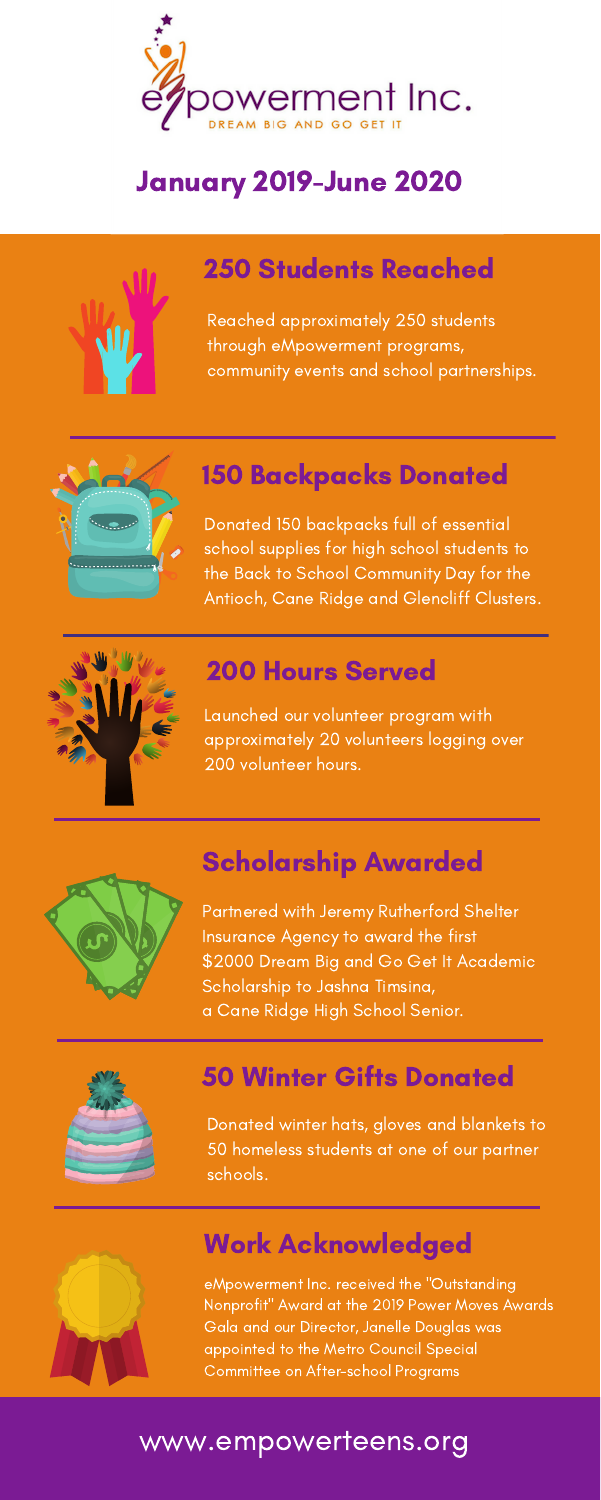eMpowerment Inc.

DREAM BIG AND GO GET IT

# January 2019-June 2020

## 250 Students Reached

Reached approximately 250 students through eMpowerment programs, community events and school partnerships.

## 150 Backpacks Donated

Donated 150 backpacks full of essential school supplies for high school students to the Back to School Community Day for the Antioch, Cane Ridge and Glencliff Clusters.

## 200 Hours Served

Launched our volunteer program with approximately 20 volunteers logging over 200 volunteer hours.

## Scholarship Awarded

Partnered with Jeremy Rutherford Shelter Insurance Agency to award the first $2000 Dream Big and Go Get It Academic Scholarship to Jashna Timsina, a Cane Ridge High School Senior.

## 50 Winter Gifts Donated

Donated winter hats, gloves and blankets to 50 homeless students at one of our partner schools.

## Work Acknowledged

eMpowerment Inc. received the "Outstanding Nonprofit" Award at the 2019 Power Moves Awards Gala and our Director, Janelle Douglas was appointed to the Metro Council Special Committee on After-school Programs

www.empowerteens.org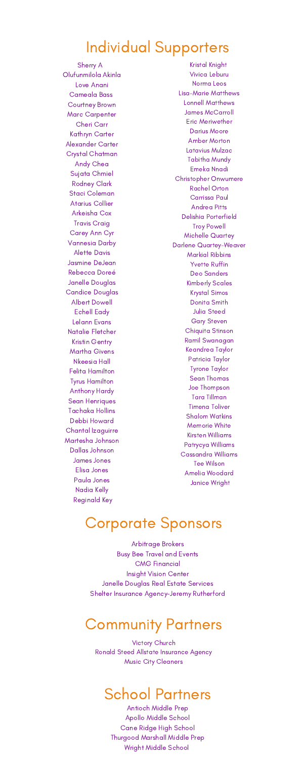# Individual Supporters

Sherry A
Olufunmilola Akinla
Love Anani
Cameala Bass
Courtney Brown
Marc Carpenter
Cheri Carr
Kathryn Carter
Alexander Carter
Crystal Chatman
Andy Chea
Sujata Chmiel
Rodney Clark
Staci Coleman
Atarius Collier
Arkeisha Cox
Travis Craig
Carey Ann Cyr
Vannesia Darby
Alette Davis
Jasmine DeJean
Rebecca Doreé
Janelle Douglas
Candice Douglas
Albert Dowell
Echell Eady
Lelann Evans
Natalie Fletcher
Kristin Gentry
Martha Givens
Nkeesia Hall
Felita Hamilton
Tyrus Hamilton
Anthony Hardy
Sean Henriques
Tachaka Hollins
Debbi Howard
Chantal Izaguirre
Martesha Johnson
Dallas Johnson
James Jones
Elisa Jones
Paula Jones
Nadia Kelly
Reginald Key
Kristal Knight
Vivica Leburu
Norma Leos
Lisa-Marie Matthews
Lonnell Matthews
James McCarroll
Eric Meriwether
Darius Moore
Amber Morton
Latavius Mulzac
Tabitha Mundy
Emeka Nnadi
Christopher Onwumere
Rachel Orton
Carrissa Paul
Andrea Pitts
Delishia Porterfield
Troy Powell
Michelle Quartey
Darlene Quartey-Weaver
Markial Ribbins
Yvette Ruffin
Deo Sanders
Kimberly Scales
Krystal Simos
Donita Smith
Julia Steed
Gary Steven
Chiquita Stinson
Ramil Swanagan
Keandrea Taylor
Patricia Taylor
Tyrone Taylor
Sean Thomas
Joe Thompson
Tara Tillman
Timena Toliver
Shalom Watkins
Memorie White
Kirsten Williams
Patrycya Williams
Cassandra Williams
Tee Wilson
Amelia Woodard
Janice Wright

# Corporate Sponsors

Arbitrage Brokers
Busy Bee Travel and Events
CMG Financial
Insight Vision Center
Janelle Douglas Real Estate Services
Shelter Insurance Agency-Jeremy Rutherford

# Community Partners

Victory Church
Ronald Steed Allstate Insurance Agency
Music City Cleaners

# School Partners

Antioch Middle Prep
Apollo Middle School
Cane Ridge High School
Thurgood Marshall Middle Prep
Wright Middle School